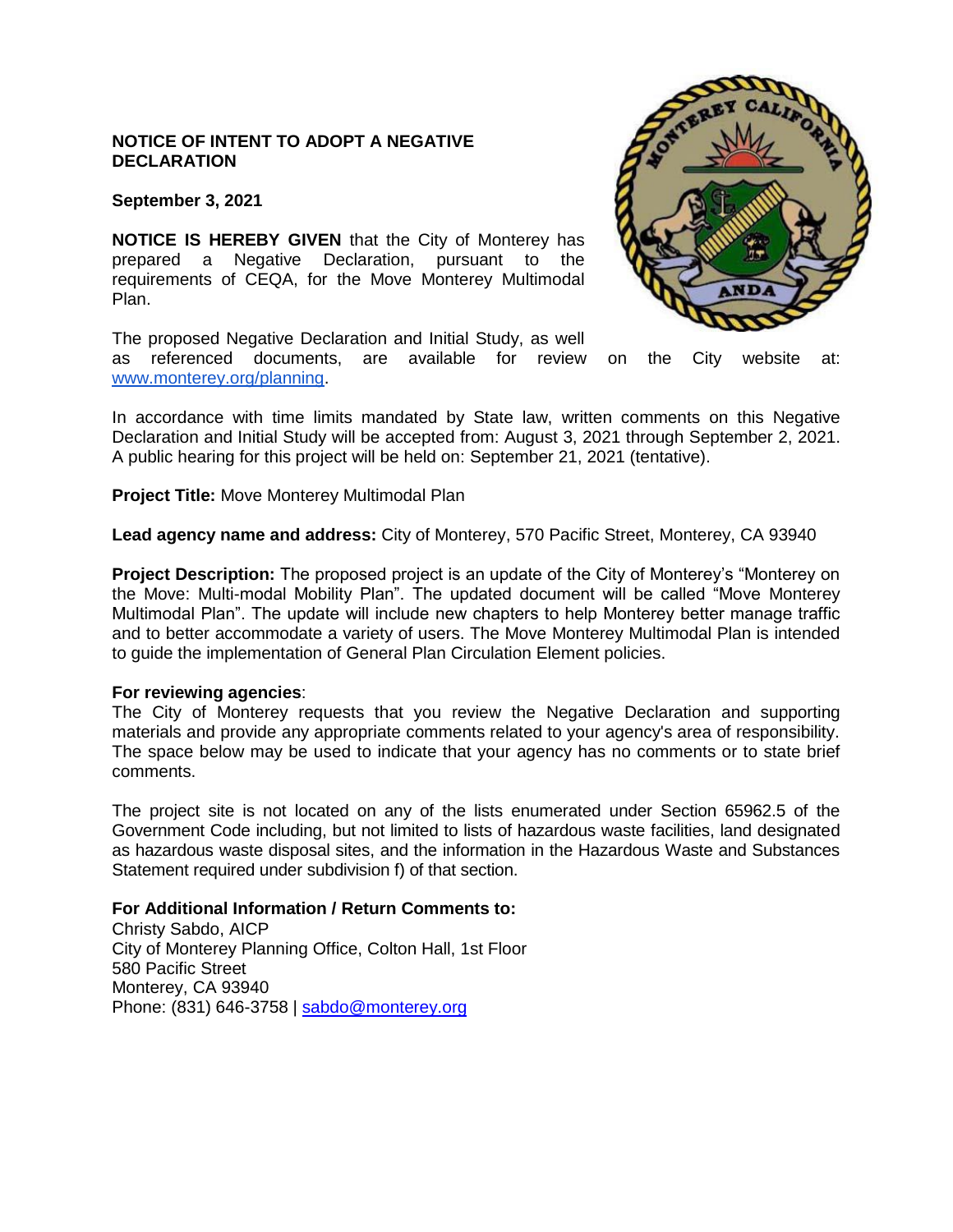# NOTICE OF INTENT TO ADOPT A NEGATIVE DECLARATION

**September 3, 2021**

**NOTICE IS HEREBY GIVEN** that the City of Monterey has prepared a Negative Declaration, pursuant to the requirements of CEQA, for the Move Monterey Multimodal Plan.

The proposed Negative Declaration and Initial Study, as well as referenced documents, are available for review on the City website at: [www.monterey.org/planning](www.monterey.org/planning).

In accordance with time limits mandated by State law, written comments on this Negative Declaration and Initial Study will be accepted from: August 3, 2021 through September 2, 2021. A public hearing for this project will be held on: September 21, 2021 (tentative).

**Project Title:** Move Monterey Multimodal Plan

**Lead agency name and address:** City of Monterey, 570 Pacific Street, Monterey, CA 93940

**Project Description:** The proposed project is an update of the City of Monterey's "Monterey on the Move: Multi-modal Mobility Plan". The updated document will be called "Move Monterey Multimodal Plan". The update will include new chapters to help Monterey better manage traffic and to better accommodate a variety of users. The Move Monterey Multimodal Plan is intended to guide the implementation of General Plan Circulation Element policies.

**For reviewing agencies**:
The City of Monterey requests that you review the Negative Declaration and supporting materials and provide any appropriate comments related to your agency's area of responsibility. The space below may be used to indicate that your agency has no comments or to state brief comments.

The project site is not located on any of the lists enumerated under Section 65962.5 of the Government Code including, but not limited to lists of hazardous waste facilities, land designated as hazardous waste disposal sites, and the information in the Hazardous Waste and Substances Statement required under subdivision f) of that section.

**For Additional Information / Return Comments to:**
Christy Sabdo, AICP
City of Monterey Planning Office, Colton Hall, 1st Floor
580 Pacific Street
Monterey, CA 93940
Phone: (831) 646-3758 | [sabdo@monterey.org](mailto:sabdo@monterey.org)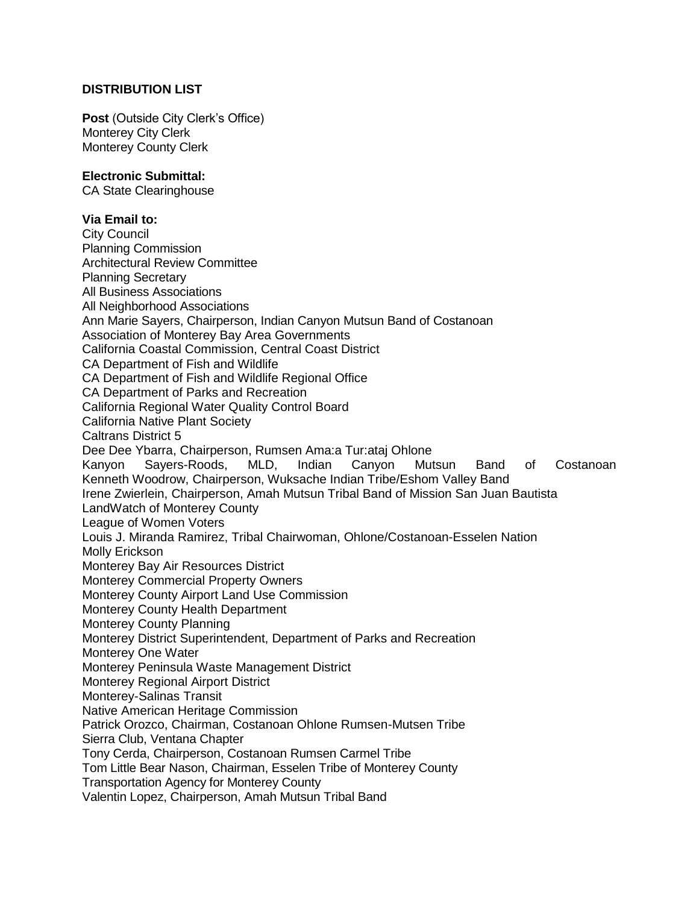**DISTRIBUTION LIST**

**Post** (Outside City Clerk's Office)
Monterey City Clerk
Monterey County Clerk

**Electronic Submittal:**
CA State Clearinghouse

**Via Email to:**
City Council
Planning Commission
Architectural Review Committee
Planning Secretary
All Business Associations
All Neighborhood Associations
Ann Marie Sayers, Chairperson, Indian Canyon Mutsun Band of Costanoan
Association of Monterey Bay Area Governments
California Coastal Commission, Central Coast District
CA Department of Fish and Wildlife
CA Department of Fish and Wildlife Regional Office
CA Department of Parks and Recreation
California Regional Water Quality Control Board
California Native Plant Society
Caltrans District 5
Dee Dee Ybarra, Chairperson, Rumsen Ama:a Tur:ataj Ohlone
Kanyon Sayers-Roods, MLD, Indian Canyon Mutsun Band of Costanoan
Kenneth Woodrow, Chairperson, Wuksache Indian Tribe/Eshom Valley Band
Irene Zwierlein, Chairperson, Amah Mutsun Tribal Band of Mission San Juan Bautista
LandWatch of Monterey County
League of Women Voters
Louis J. Miranda Ramirez, Tribal Chairwoman, Ohlone/Costanoan-Esselen Nation
Molly Erickson
Monterey Bay Air Resources District
Monterey Commercial Property Owners
Monterey County Airport Land Use Commission
Monterey County Health Department
Monterey County Planning
Monterey District Superintendent, Department of Parks and Recreation
Monterey One Water
Monterey Peninsula Waste Management District
Monterey Regional Airport District
Monterey-Salinas Transit
Native American Heritage Commission
Patrick Orozco, Chairman, Costanoan Ohlone Rumsen-Mutsen Tribe
Sierra Club, Ventana Chapter
Tony Cerda, Chairperson, Costanoan Rumsen Carmel Tribe
Tom Little Bear Nason, Chairman, Esselen Tribe of Monterey County
Transportation Agency for Monterey County
Valentin Lopez, Chairperson, Amah Mutsun Tribal Band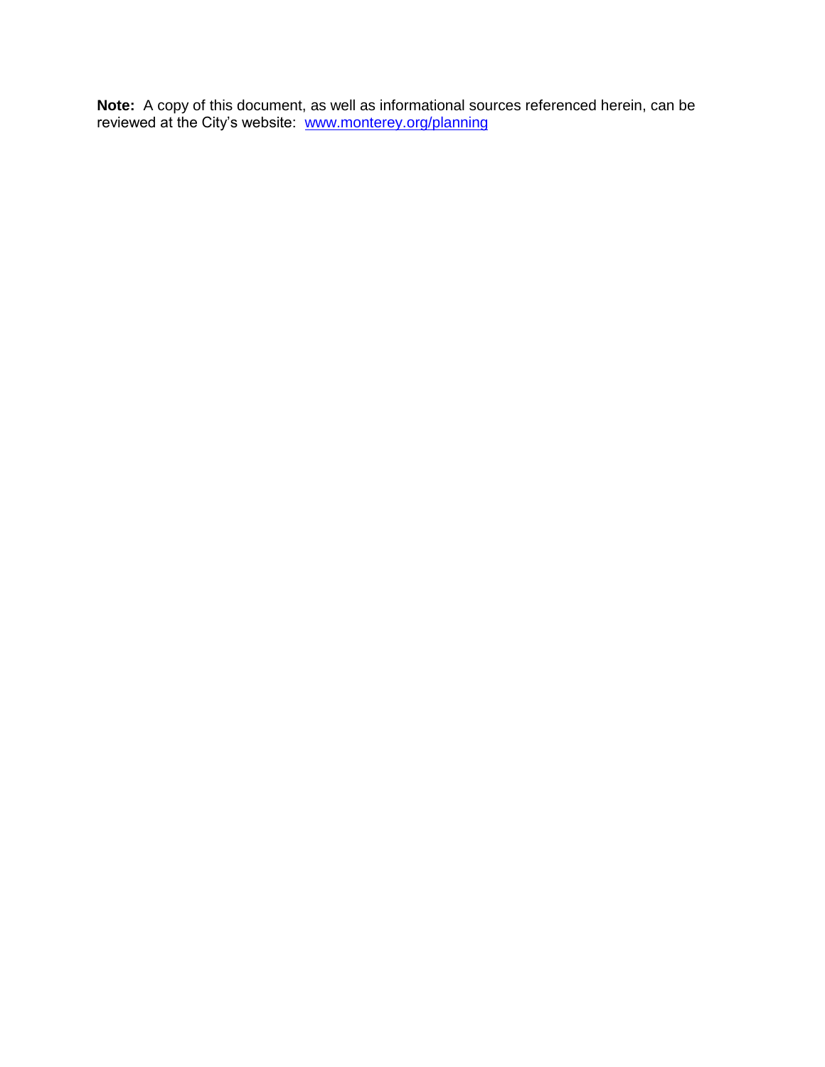**Note:** A copy of this document, as well as informational sources referenced herein, can be reviewed at the City's website: [www.monterey.org/planning](www.monterey.org/planning)